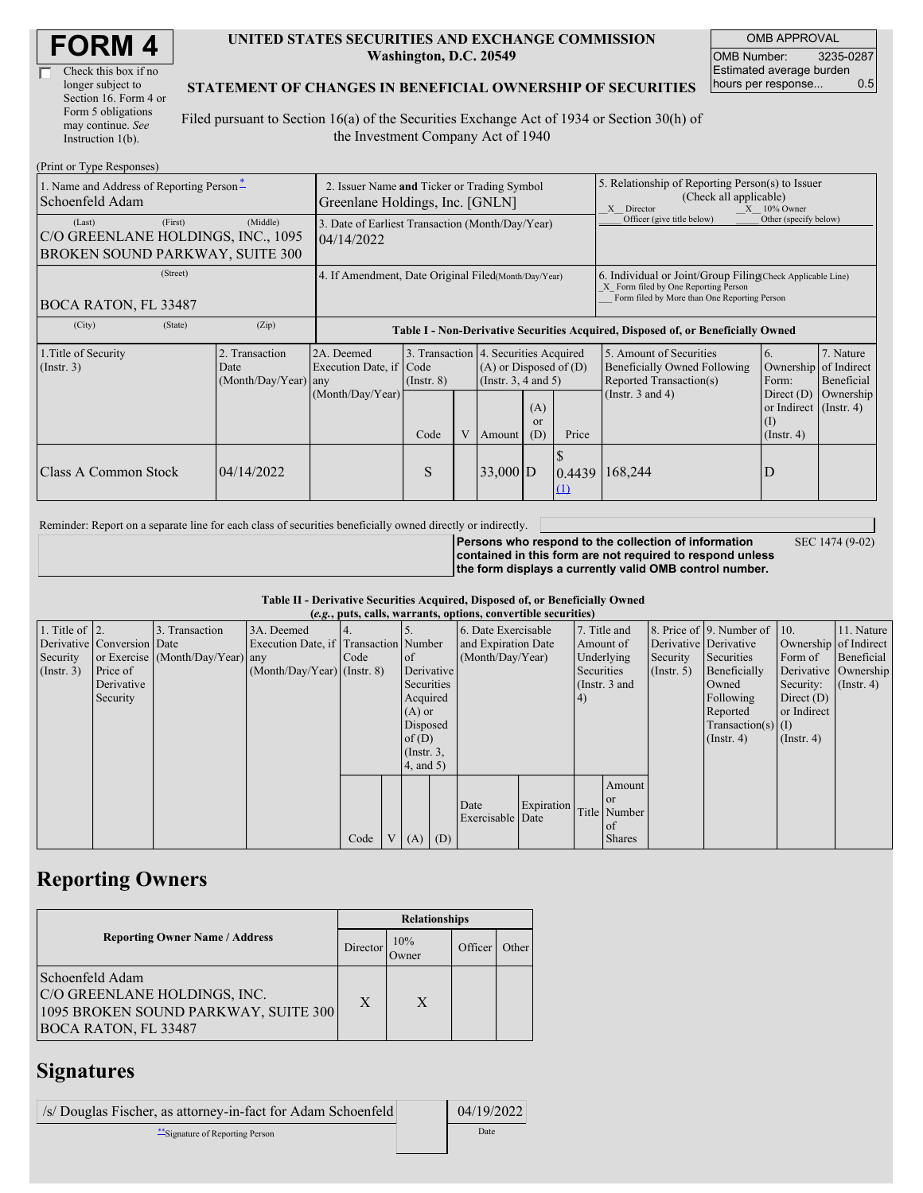# FORM 4

☐ Check this box if no longer subject to Section 16. Form 4 or Form 5 obligations may continue. *See* Instruction 1(b).

**UNITED STATES SECURITIES AND EXCHANGE COMMISSION**
**Washington, D.C. 20549**

**STATEMENT OF CHANGES IN BENEFICIAL OWNERSHIP OF SECURITIES**

Filed pursuant to Section 16(a) of the Securities Exchange Act of 1934 or Section 30(h) of the Investment Company Act of 1940

| OMB APPROVAL | |
|---|---|
| OMB Number: | 3235-0287 |
| Estimated average burden hours per response... | 0.5 |

(Print or Type Responses)

| | | |
|---|---|---|
| 1. Name and Address of Reporting Person* Schoenfeld Adam | 2. Issuer Name **and** Ticker or Trading Symbol Greenlane Holdings, Inc. [GNLN] | 5. Relationship of Reporting Person(s) to Issuer (Check all applicable) _X_ Director _X_ 10% Owner ___ Officer (give title below) ___ Other (specify below) |
| (Last) (First) (Middle) C/O GREENLANE HOLDINGS, INC., 1095 BROKEN SOUND PARKWAY, SUITE 300 | 3. Date of Earliest Transaction (Month/Day/Year) 04/14/2022 | |
| (Street) BOCA RATON, FL 33487 | 4. If Amendment, Date Original Filed (Month/Day/Year) | 6. Individual or Joint/Group Filing (Check Applicable Line) _X_ Form filed by One Reporting Person ___ Form filed by More than One Reporting Person |
| (City) (State) (Zip) | | |

**Table I - Non-Derivative Securities Acquired, Disposed of, or Beneficially Owned**

| 1.Title of Security (Instr. 3) | 2. Transaction Date (Month/Day/Year) | 2A. Deemed Execution Date, if any (Month/Day/Year) | 3. Transaction Code (Instr. 8) | | 4. Securities Acquired (A) or Disposed of (D) (Instr. 3, 4 and 5) | | | 5. Amount of Securities Beneficially Owned Following Reported Transaction(s) (Instr. 3 and 4) | 6. Ownership Form: Direct (D) or Indirect (I) (Instr. 4) | 7. Nature of Indirect Beneficial Ownership (Instr. 4) |
|---|---|---|---|---|---|---|---|---|---|---|
| | | | Code | V | Amount | (A) or (D) | Price | | | |
| Class A Common Stock | 04/14/2022 | | S | | 33,000 | D | $ 0.4439 (1) | 168,244 | D | |

Reminder: Report on a separate line for each class of securities beneficially owned directly or indirectly.

**Persons who respond to the collection of information contained in this form are not required to respond unless the form displays a currently valid OMB control number.** SEC 1474 (9-02)

**Table II - Derivative Securities Acquired, Disposed of, or Beneficially Owned**
**(*e.g.*, puts, calls, warrants, options, convertible securities)**

| 1. Title of Derivative Security (Instr. 3) | 2. Conversion or Exercise Price of Derivative Security | 3. Transaction Date (Month/Day/Year) | 3A. Deemed Execution Date, if any (Month/Day/Year) | 4. Transaction Code (Instr. 8) | | 5. Number of Derivative Securities Acquired (A) or Disposed of (D) (Instr. 3, 4, and 5) | | 6. Date Exercisable and Expiration Date (Month/Day/Year) | | 7. Title and Amount of Underlying Securities (Instr. 3 and 4) | | 8. Price of Derivative Security (Instr. 5) | 9. Number of Derivative Securities Beneficially Owned Following Reported Transaction(s) (Instr. 4) | 10. Ownership Form of Derivative Security: Direct (D) or Indirect (I) (Instr. 4) | 11. Nature of Indirect Beneficial Ownership (Instr. 4) |
|---|---|---|---|---|---|---|---|---|---|---|---|---|---|---|---|
| | | | | Code | V | (A) | (D) | Date Exercisable | Expiration Date | Title | Amount or Number of Shares | | | | |

## Reporting Owners

| Reporting Owner Name / Address | Relationships | | | |
|---|---|---|---|---|
| | Director | 10% Owner | Officer | Other |
| Schoenfeld Adam C/O GREENLANE HOLDINGS, INC. 1095 BROKEN SOUND PARKWAY, SUITE 300 BOCA RATON, FL 33487 | X | X | | |

## Signatures

| | |
|---|---|
| /s/ Douglas Fischer, as attorney-in-fact for Adam Schoenfeld | 04/19/2022 |
| **Signature of Reporting Person | Date |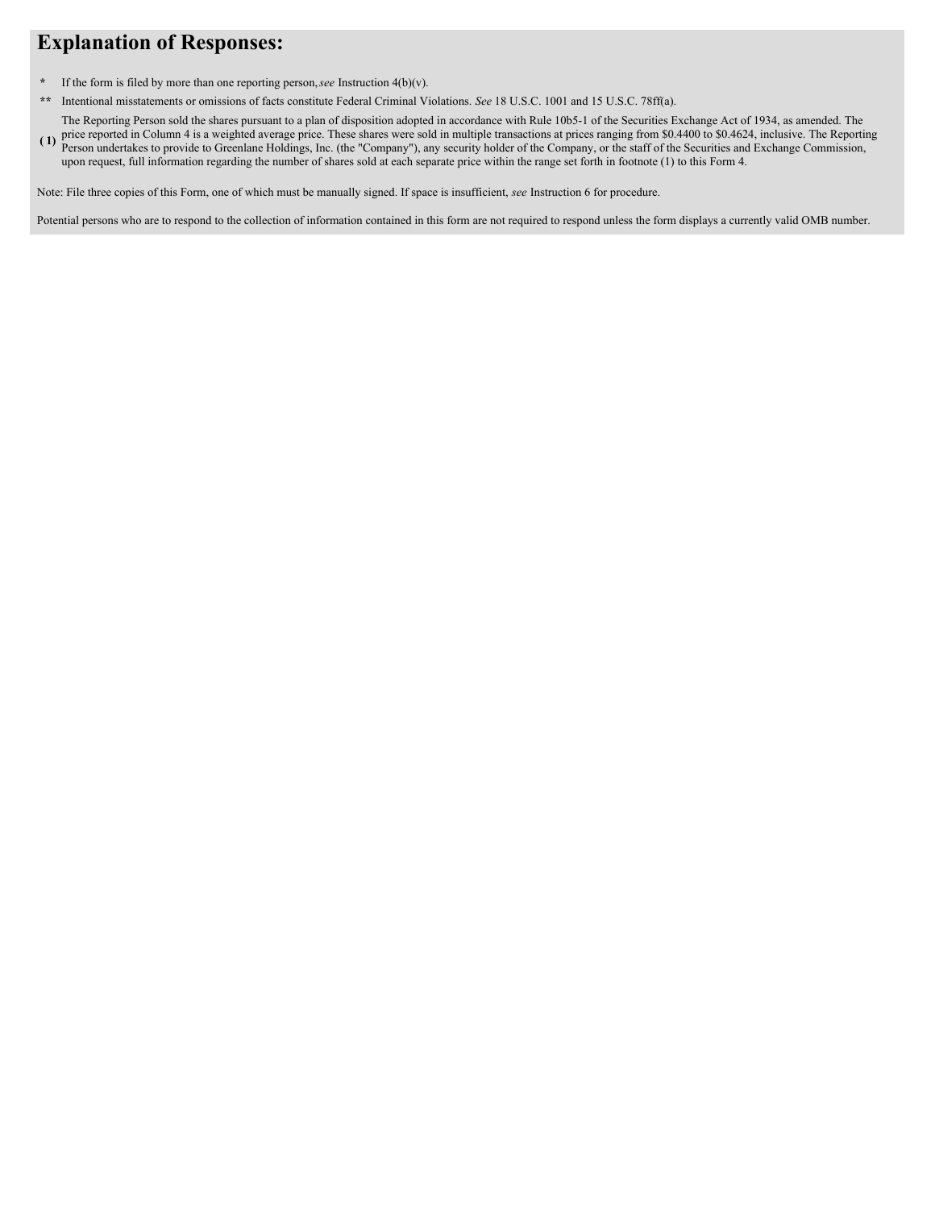# Explanation of Responses:

\* If the form is filed by more than one reporting person, *see* Instruction 4(b)(v).

\*\* Intentional misstatements or omissions of facts constitute Federal Criminal Violations. *See* 18 U.S.C. 1001 and 15 U.S.C. 78ff(a).

**( 1)** The Reporting Person sold the shares pursuant to a plan of disposition adopted in accordance with Rule 10b5-1 of the Securities Exchange Act of 1934, as amended. The price reported in Column 4 is a weighted average price. These shares were sold in multiple transactions at prices ranging from $0.4400 to $0.4624, inclusive. The Reporting Person undertakes to provide to Greenlane Holdings, Inc. (the "Company"), any security holder of the Company, or the staff of the Securities and Exchange Commission, upon request, full information regarding the number of shares sold at each separate price within the range set forth in footnote (1) to this Form 4.

Note: File three copies of this Form, one of which must be manually signed. If space is insufficient, *see* Instruction 6 for procedure.

Potential persons who are to respond to the collection of information contained in this form are not required to respond unless the form displays a currently valid OMB number.